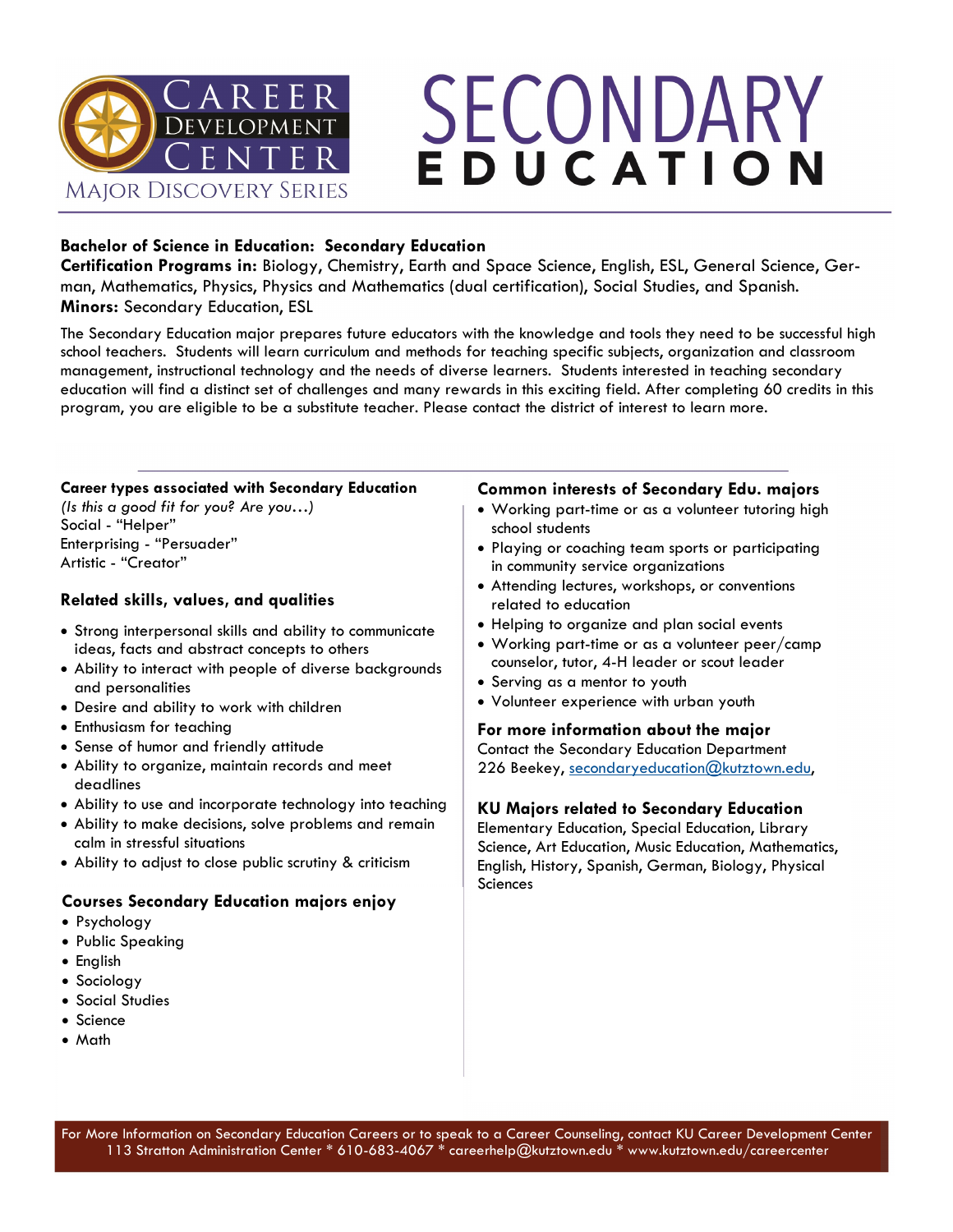Career Development Center
Major Discovery Series

# SECONDARY EDUCATION

**Bachelor of Science in Education: Secondary Education**
**Certification Programs in:** Biology, Chemistry, Earth and Space Science, English, ESL, General Science, German, Mathematics, Physics, Physics and Mathematics (dual certification), Social Studies, and Spanish.
**Minors:** Secondary Education, ESL

The Secondary Education major prepares future educators with the knowledge and tools they need to be successful high school teachers. Students will learn curriculum and methods for teaching specific subjects, organization and classroom management, instructional technology and the needs of diverse learners. Students interested in teaching secondary education will find a distinct set of challenges and many rewards in this exciting field. After completing 60 credits in this program, you are eligible to be a substitute teacher. Please contact the district of interest to learn more.

**Career types associated with Secondary Education**
*(Is this a good fit for you? Are you…)*
Social - "Helper"
Enterprising - "Persuader"
Artistic - "Creator"

## Related skills, values, and qualities

- Strong interpersonal skills and ability to communicate ideas, facts and abstract concepts to others
- Ability to interact with people of diverse backgrounds and personalities
- Desire and ability to work with children
- Enthusiasm for teaching
- Sense of humor and friendly attitude
- Ability to organize, maintain records and meet deadlines
- Ability to use and incorporate technology into teaching
- Ability to make decisions, solve problems and remain calm in stressful situations
- Ability to adjust to close public scrutiny & criticism

## Courses Secondary Education majors enjoy

- Psychology
- Public Speaking
- English
- Sociology
- Social Studies
- Science
- Math

## Common interests of Secondary Edu. majors

- Working part-time or as a volunteer tutoring high school students
- Playing or coaching team sports or participating in community service organizations
- Attending lectures, workshops, or conventions related to education
- Helping to organize and plan social events
- Working part-time or as a volunteer peer/camp counselor, tutor, 4-H leader or scout leader
- Serving as a mentor to youth
- Volunteer experience with urban youth

## For more information about the major

Contact the Secondary Education Department
226 Beekey, secondaryeducation@kutztown.edu,

## KU Majors related to Secondary Education

Elementary Education, Special Education, Library Science, Art Education, Music Education, Mathematics, English, History, Spanish, German, Biology, Physical Sciences

For More Information on Secondary Education Careers or to speak to a Career Counseling, contact KU Career Development Center
113 Stratton Administration Center * 610-683-4067 * careerhelp@kutztown.edu * www.kutztown.edu/careercenter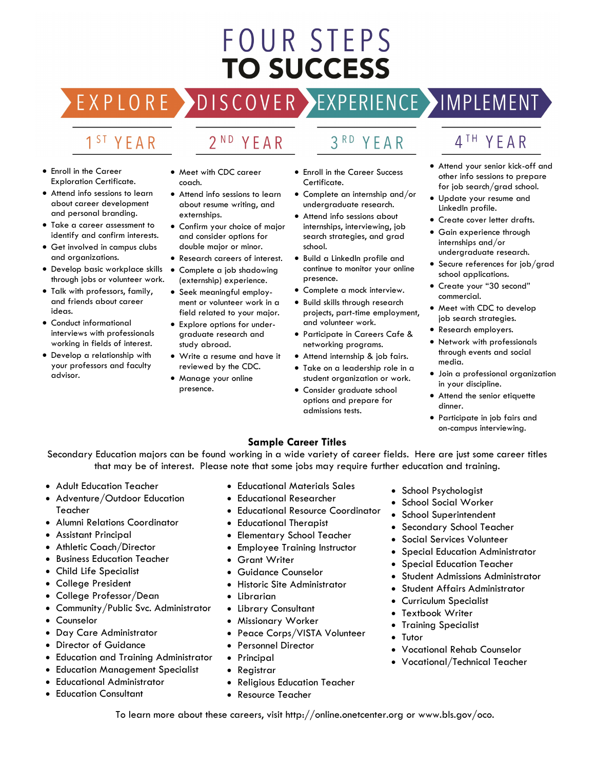# FOUR STEPS TO SUCCESS

EXPLORE → DISCOVER → EXPERIENCE → IMPLEMENT

## EXPLORE — 1ST YEAR

- Enroll in the Career Exploration Certificate.
- Attend info sessions to learn about career development and personal branding.
- Take a career assessment to identify and confirm interests.
- Get involved in campus clubs and organizations.
- Develop basic workplace skills through jobs or volunteer work.
- Talk with professors, family, and friends about career ideas.
- Conduct informational interviews with professionals working in fields of interest.
- Develop a relationship with your professors and faculty advisor.

## DISCOVER — 2ND YEAR

- Meet with CDC career coach.
- Attend info sessions to learn about resume writing, and externships.
- Confirm your choice of major and consider options for double major or minor.
- Research careers of interest.
- Complete a job shadowing (externship) experience.
- Seek meaningful employment or volunteer work in a field related to your major.
- Explore options for undergraduate research and study abroad.
- Write a resume and have it reviewed by the CDC.
- Manage your online presence.

## EXPERIENCE — 3RD YEAR

- Enroll in the Career Success Certificate.
- Complete an internship and/or undergraduate research.
- Attend info sessions about internships, interviewing, job search strategies, and grad school.
- Build a LinkedIn profile and continue to monitor your online presence.
- Complete a mock interview.
- Build skills through research projects, part-time employment, and volunteer work.
- Participate in Careers Cafe & networking programs.
- Attend internship & job fairs.
- Take on a leadership role in a student organization or work.
- Consider graduate school options and prepare for admissions tests.

## IMPLEMENT — 4TH YEAR

- Attend your senior kick-off and other info sessions to prepare for job search/grad school.
- Update your resume and LinkedIn profile.
- Create cover letter drafts.
- Gain experience through internships and/or undergraduate research.
- Secure references for job/grad school applications.
- Create your "30 second" commercial.
- Meet with CDC to develop job search strategies.
- Research employers.
- Network with professionals through events and social media.
- Join a professional organization in your discipline.
- Attend the senior etiquette dinner.
- Participate in job fairs and on-campus interviewing.

## Sample Career Titles

Secondary Education majors can be found working in a wide variety of career fields. Here are just some career titles that may be of interest. Please note that some jobs may require further education and training.

- Adult Education Teacher
- Adventure/Outdoor Education Teacher
- Alumni Relations Coordinator
- Assistant Principal
- Athletic Coach/Director
- Business Education Teacher
- Child Life Specialist
- College President
- College Professor/Dean
- Community/Public Svc. Administrator
- Counselor
- Day Care Administrator
- Director of Guidance
- Education and Training Administrator
- Education Management Specialist
- Educational Administrator
- Education Consultant
- Educational Materials Sales
- Educational Researcher
- Educational Resource Coordinator
- Educational Therapist
- Elementary School Teacher
- Employee Training Instructor
- Grant Writer
- Guidance Counselor
- Historic Site Administrator
- Librarian
- Library Consultant
- Missionary Worker
- Peace Corps/VISTA Volunteer
- Personnel Director
- Principal
- Registrar
- Religious Education Teacher
- Resource Teacher
- School Psychologist
- School Social Worker
- School Superintendent
- Secondary School Teacher
- Social Services Volunteer
- Special Education Administrator
- Special Education Teacher
- Student Admissions Administrator
- Student Affairs Administrator
- Curriculum Specialist
- Textbook Writer
- Training Specialist
- Tutor
- Vocational Rehab Counselor
- Vocational/Technical Teacher

To learn more about these careers, visit http://online.onetcenter.org or www.bls.gov/oco.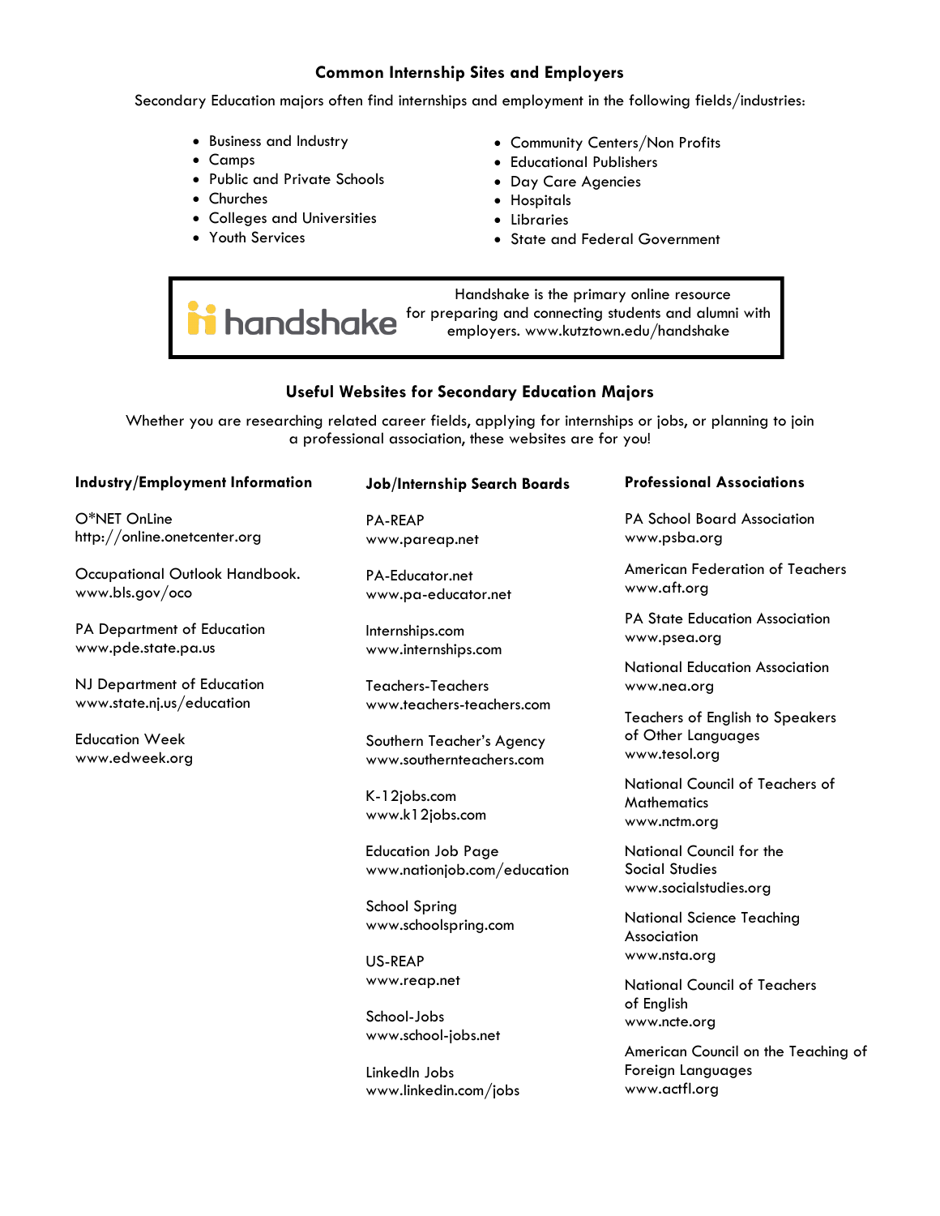## Common Internship Sites and Employers

Secondary Education majors often find internships and employment in the following fields/industries:

- Business and Industry
- Camps
- Public and Private Schools
- Churches
- Colleges and Universities
- Youth Services
- Community Centers/Non Profits
- Educational Publishers
- Day Care Agencies
- Hospitals
- Libraries
- State and Federal Government

handshake — Handshake is the primary online resource for preparing and connecting students and alumni with employers. www.kutztown.edu/handshake

## Useful Websites for Secondary Education Majors

Whether you are researching related career fields, applying for internships or jobs, or planning to join a professional association, these websites are for you!

### Industry/Employment Information

O*NET OnLine
http://online.onetcenter.org

Occupational Outlook Handbook.
www.bls.gov/oco

PA Department of Education
www.pde.state.pa.us

NJ Department of Education
www.state.nj.us/education

Education Week
www.edweek.org

### Job/Internship Search Boards

PA-REAP
www.pareap.net

PA-Educator.net
www.pa-educator.net

Internships.com
www.internships.com

Teachers-Teachers
www.teachers-teachers.com

Southern Teacher's Agency
www.southernteachers.com

K-12jobs.com
www.k12jobs.com

Education Job Page
www.nationjob.com/education

School Spring
www.schoolspring.com

US-REAP
www.reap.net

School-Jobs
www.school-jobs.net

LinkedIn Jobs
www.linkedin.com/jobs

### Professional Associations

PA School Board Association
www.psba.org

American Federation of Teachers
www.aft.org

PA State Education Association
www.psea.org

National Education Association
www.nea.org

Teachers of English to Speakers of Other Languages
www.tesol.org

National Council of Teachers of Mathematics
www.nctm.org

National Council for the Social Studies
www.socialstudies.org

National Science Teaching Association
www.nsta.org

National Council of Teachers of English
www.ncte.org

American Council on the Teaching of Foreign Languages
www.actfl.org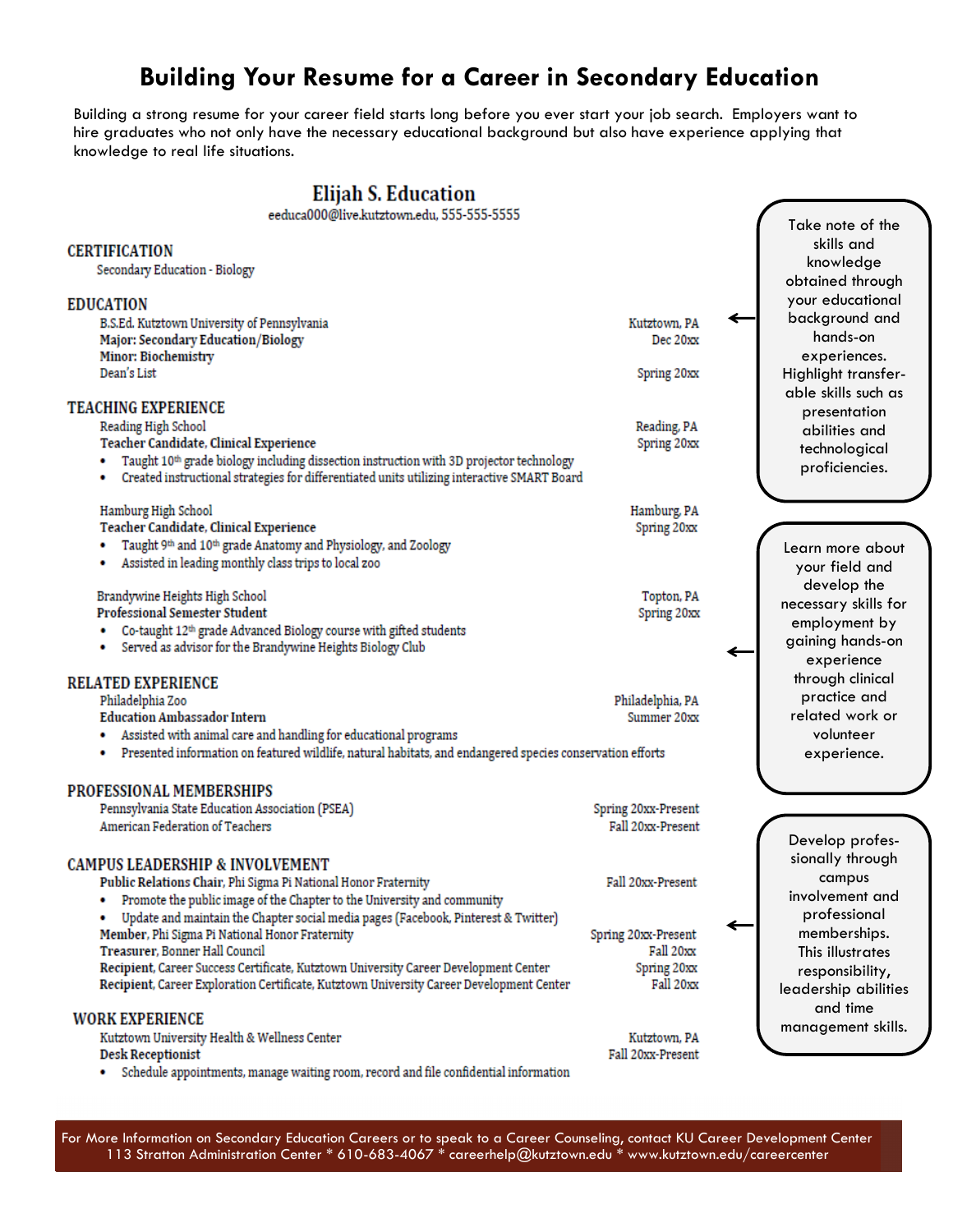# Building Your Resume for a Career in Secondary Education

Building a strong resume for your career field starts long before you ever start your job search. Employers want to hire graduates who not only have the necessary educational background but also have experience applying that knowledge to real life situations.

## Elijah S. Education

eeduca000@live.kutztown.edu, 555-555-5555

### CERTIFICATION

Secondary Education - Biology

### EDUCATION

B.S.Ed. Kutztown University of Pennsylvania — Kutztown, PA
**Major: Secondary Education/Biology** — Dec 20xx
**Minor: Biochemistry**
Dean's List — Spring 20xx

### TEACHING EXPERIENCE

Reading High School — Reading, PA
**Teacher Candidate, Clinical Experience** — Spring 20xx

- Taught 10th grade biology including dissection instruction with 3D projector technology
- Created instructional strategies for differentiated units utilizing interactive SMART Board

Hamburg High School — Hamburg, PA
**Teacher Candidate, Clinical Experience** — Spring 20xx

- Taught 9th and 10th grade Anatomy and Physiology, and Zoology
- Assisted in leading monthly class trips to local zoo

Brandywine Heights High School — Topton, PA
**Professional Semester Student** — Spring 20xx

- Co-taught 12th grade Advanced Biology course with gifted students
- Served as advisor for the Brandywine Heights Biology Club

### RELATED EXPERIENCE

Philadelphia Zoo — Philadelphia, PA
**Education Ambassador Intern** — Summer 20xx

- Assisted with animal care and handling for educational programs
- Presented information on featured wildlife, natural habitats, and endangered species conservation efforts

### PROFESSIONAL MEMBERSHIPS

Pennsylvania State Education Association (PSEA) — Spring 20xx-Present
American Federation of Teachers — Fall 20xx-Present

### CAMPUS LEADERSHIP & INVOLVEMENT

**Public Relations Chair**, Phi Sigma Pi National Honor Fraternity — Fall 20xx-Present

- Promote the public image of the Chapter to the University and community
- Update and maintain the Chapter social media pages (Facebook, Pinterest & Twitter)

**Member**, Phi Sigma Pi National Honor Fraternity — Spring 20xx-Present
**Treasurer**, Bonner Hall Council — Fall 20xx
**Recipient**, Career Success Certificate, Kutztown University Career Development Center — Spring 20xx
**Recipient**, Career Exploration Certificate, Kutztown University Career Development Center — Fall 20xx

### WORK EXPERIENCE

Kutztown University Health & Wellness Center — Kutztown, PA
**Desk Receptionist** — Fall 20xx-Present

- Schedule appointments, manage waiting room, record and file confidential information

---

Take note of the skills and knowledge obtained through your educational background and hands-on experiences. Highlight transferable skills such as presentation abilities and technological proficiencies.

Learn more about your field and develop the necessary skills for employment by gaining hands-on experience through clinical practice and related work or volunteer experience.

Develop professionally through campus involvement and professional memberships. This illustrates responsibility, leadership abilities and time management skills.

---

For More Information on Secondary Education Careers or to speak to a Career Counseling, contact KU Career Development Center
113 Stratton Administration Center * 610-683-4067 * careerhelp@kutztown.edu * www.kutztown.edu/careercenter